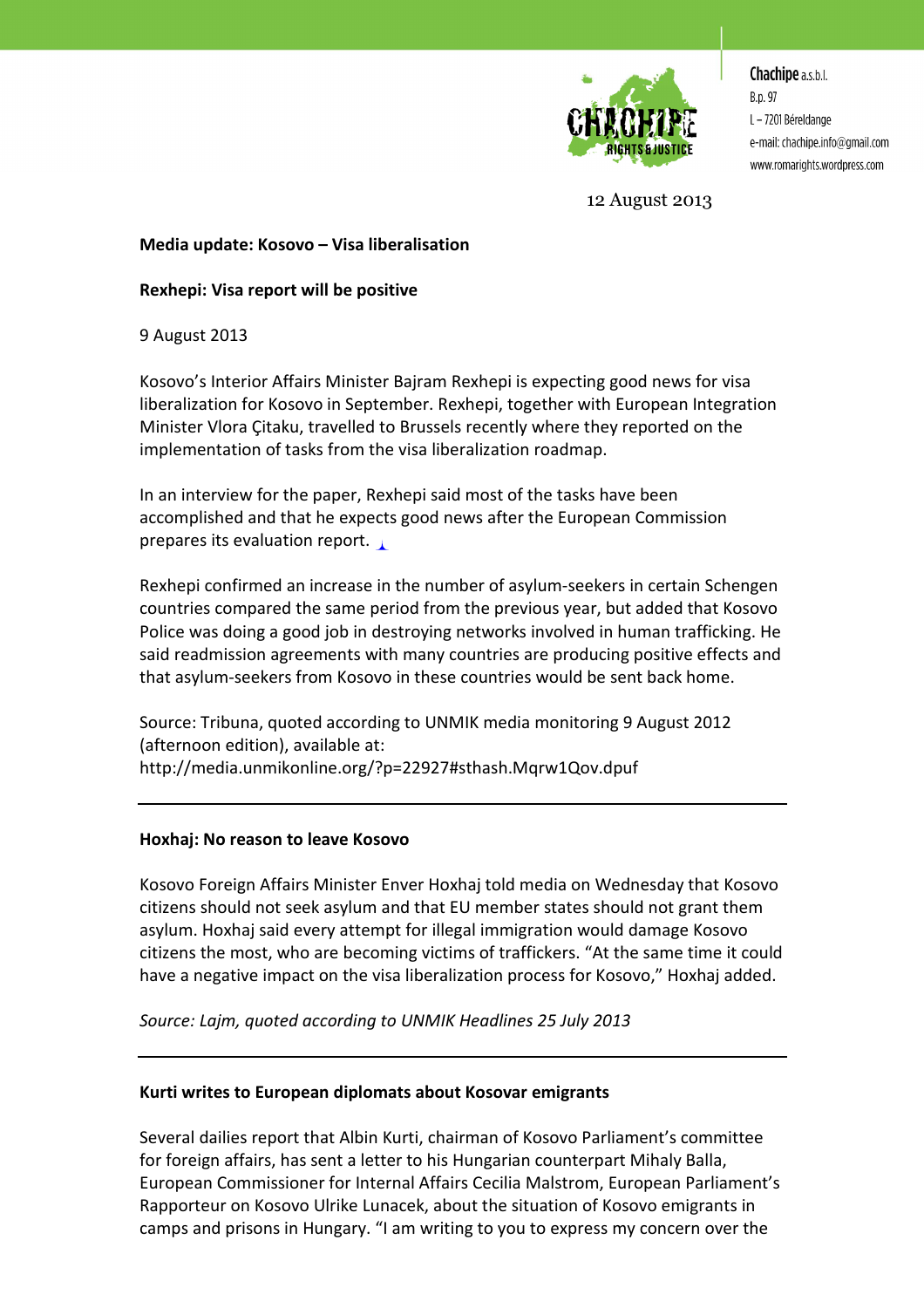Chachipe a.s.b.l.
B.p. 97
L – 7201 Béreldange
e-mail: chachipe.info@gmail.com
www.romarights.wordpress.com

12 August 2013

**Media update: Kosovo – Visa liberalisation**

**Rexhepi: Visa report will be positive**

9 August 2013

Kosovo's Interior Affairs Minister Bajram Rexhepi is expecting good news for visa liberalization for Kosovo in September. Rexhepi, together with European Integration Minister Vlora Çitaku, travelled to Brussels recently where they reported on the implementation of tasks from the visa liberalization roadmap.

In an interview for the paper, Rexhepi said most of the tasks have been accomplished and that he expects good news after the European Commission prepares its evaluation report.

Rexhepi confirmed an increase in the number of asylum-seekers in certain Schengen countries compared the same period from the previous year, but added that Kosovo Police was doing a good job in destroying networks involved in human trafficking. He said readmission agreements with many countries are producing positive effects and that asylum-seekers from Kosovo in these countries would be sent back home.

Source: Tribuna, quoted according to UNMIK media monitoring 9 August 2012 (afternoon edition), available at: http://media.unmikonline.org/?p=22927#sthash.Mqrw1Qov.dpuf

---

**Hoxhaj: No reason to leave Kosovo**

Kosovo Foreign Affairs Minister Enver Hoxhaj told media on Wednesday that Kosovo citizens should not seek asylum and that EU member states should not grant them asylum. Hoxhaj said every attempt for illegal immigration would damage Kosovo citizens the most, who are becoming victims of traffickers. "At the same time it could have a negative impact on the visa liberalization process for Kosovo," Hoxhaj added.

*Source: Lajm, quoted according to UNMIK Headlines 25 July 2013*

---

**Kurti writes to European diplomats about Kosovar emigrants**

Several dailies report that Albin Kurti, chairman of Kosovo Parliament's committee for foreign affairs, has sent a letter to his Hungarian counterpart Mihaly Balla, European Commissioner for Internal Affairs Cecilia Malstrom, European Parliament's Rapporteur on Kosovo Ulrike Lunacek, about the situation of Kosovo emigrants in camps and prisons in Hungary. "I am writing to you to express my concern over the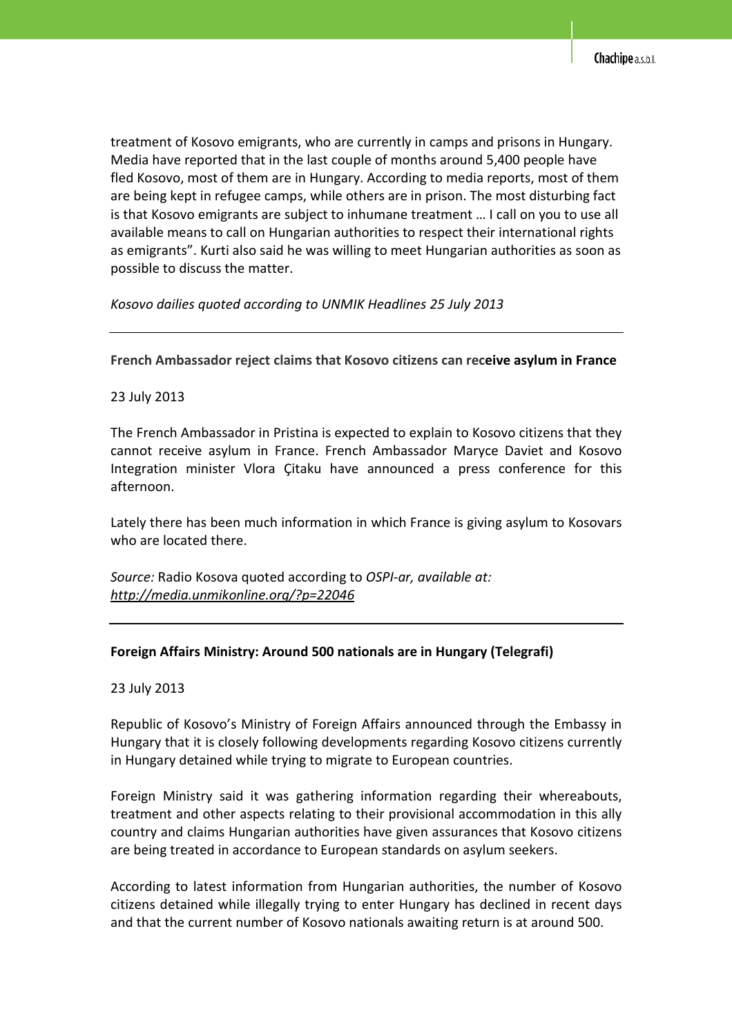treatment of Kosovo emigrants, who are currently in camps and prisons in Hungary. Media have reported that in the last couple of months around 5,400 people have fled Kosovo, most of them are in Hungary. According to media reports, most of them are being kept in refugee camps, while others are in prison. The most disturbing fact is that Kosovo emigrants are subject to inhumane treatment … I call on you to use all available means to call on Hungarian authorities to respect their international rights as emigrants". Kurti also said he was willing to meet Hungarian authorities as soon as possible to discuss the matter.

*Kosovo dailies quoted according to UNMIK Headlines 25 July 2013*

---

**French Ambassador reject claims that Kosovo citizens can receive asylum in France**

23 July 2013

The French Ambassador in Pristina is expected to explain to Kosovo citizens that they cannot receive asylum in France. French Ambassador Maryce Daviet and Kosovo Integration minister Vlora Çitaku have announced a press conference for this afternoon.

Lately there has been much information in which France is giving asylum to Kosovars who are located there.

*Source:* Radio Kosova quoted according to *OSPI-ar, available at: http://media.unmikonline.org/?p=22046*

---

**Foreign Affairs Ministry: Around 500 nationals are in Hungary (Telegrafi)**

23 July 2013

Republic of Kosovo's Ministry of Foreign Affairs announced through the Embassy in Hungary that it is closely following developments regarding Kosovo citizens currently in Hungary detained while trying to migrate to European countries.

Foreign Ministry said it was gathering information regarding their whereabouts, treatment and other aspects relating to their provisional accommodation in this ally country and claims Hungarian authorities have given assurances that Kosovo citizens are being treated in accordance to European standards on asylum seekers.

According to latest information from Hungarian authorities, the number of Kosovo citizens detained while illegally trying to enter Hungary has declined in recent days and that the current number of Kosovo nationals awaiting return is at around 500.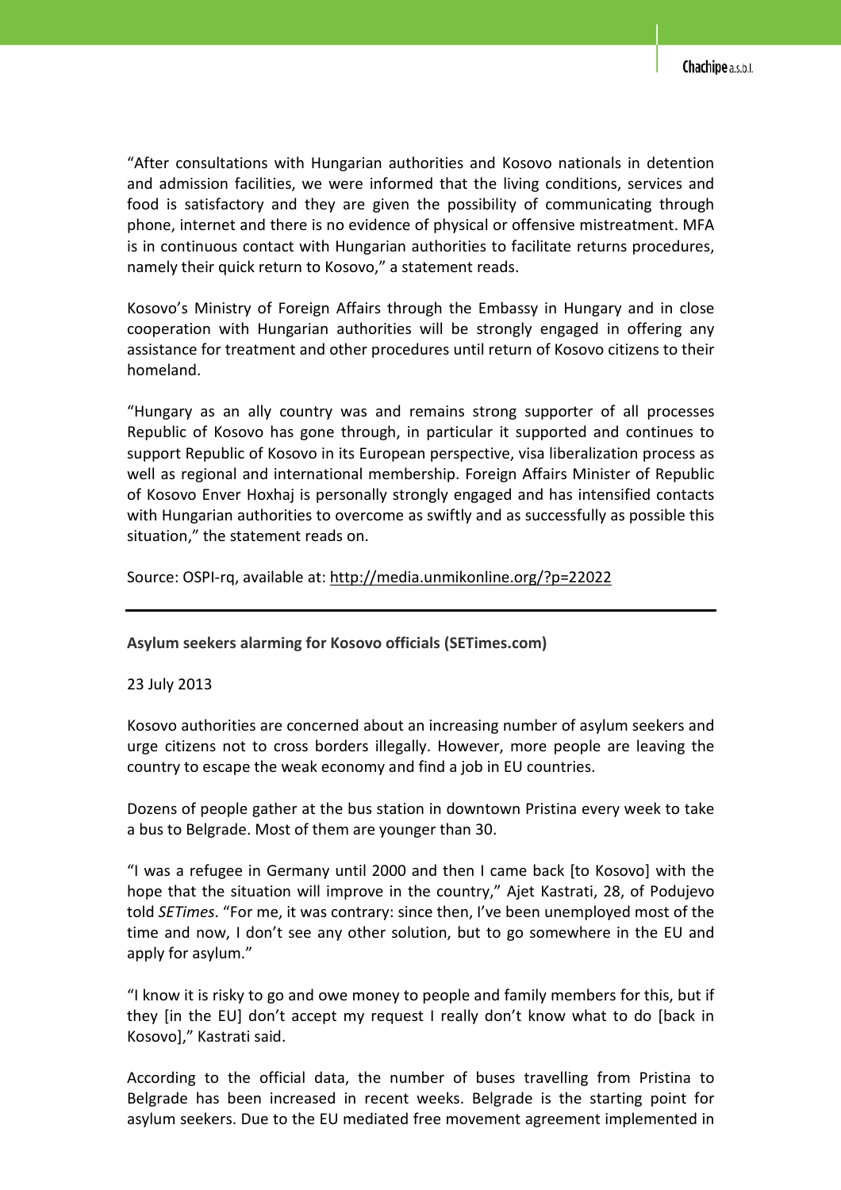"After consultations with Hungarian authorities and Kosovo nationals in detention and admission facilities, we were informed that the living conditions, services and food is satisfactory and they are given the possibility of communicating through phone, internet and there is no evidence of physical or offensive mistreatment. MFA is in continuous contact with Hungarian authorities to facilitate returns procedures, namely their quick return to Kosovo," a statement reads.

Kosovo's Ministry of Foreign Affairs through the Embassy in Hungary and in close cooperation with Hungarian authorities will be strongly engaged in offering any assistance for treatment and other procedures until return of Kosovo citizens to their homeland.

"Hungary as an ally country was and remains strong supporter of all processes Republic of Kosovo has gone through, in particular it supported and continues to support Republic of Kosovo in its European perspective, visa liberalization process as well as regional and international membership. Foreign Affairs Minister of Republic of Kosovo Enver Hoxhaj is personally strongly engaged and has intensified contacts with Hungarian authorities to overcome as swiftly and as successfully as possible this situation," the statement reads on.

Source: OSPI-rq, available at: http://media.unmikonline.org/?p=22022

---

**Asylum seekers alarming for Kosovo officials (SETimes.com)**

23 July 2013

Kosovo authorities are concerned about an increasing number of asylum seekers and urge citizens not to cross borders illegally. However, more people are leaving the country to escape the weak economy and find a job in EU countries.

Dozens of people gather at the bus station in downtown Pristina every week to take a bus to Belgrade. Most of them are younger than 30.

"I was a refugee in Germany until 2000 and then I came back [to Kosovo] with the hope that the situation will improve in the country," Ajet Kastrati, 28, of Podujevo told *SETimes*. "For me, it was contrary: since then, I've been unemployed most of the time and now, I don't see any other solution, but to go somewhere in the EU and apply for asylum."

"I know it is risky to go and owe money to people and family members for this, but if they [in the EU] don't accept my request I really don't know what to do [back in Kosovo]," Kastrati said.

According to the official data, the number of buses travelling from Pristina to Belgrade has been increased in recent weeks. Belgrade is the starting point for asylum seekers. Due to the EU mediated free movement agreement implemented in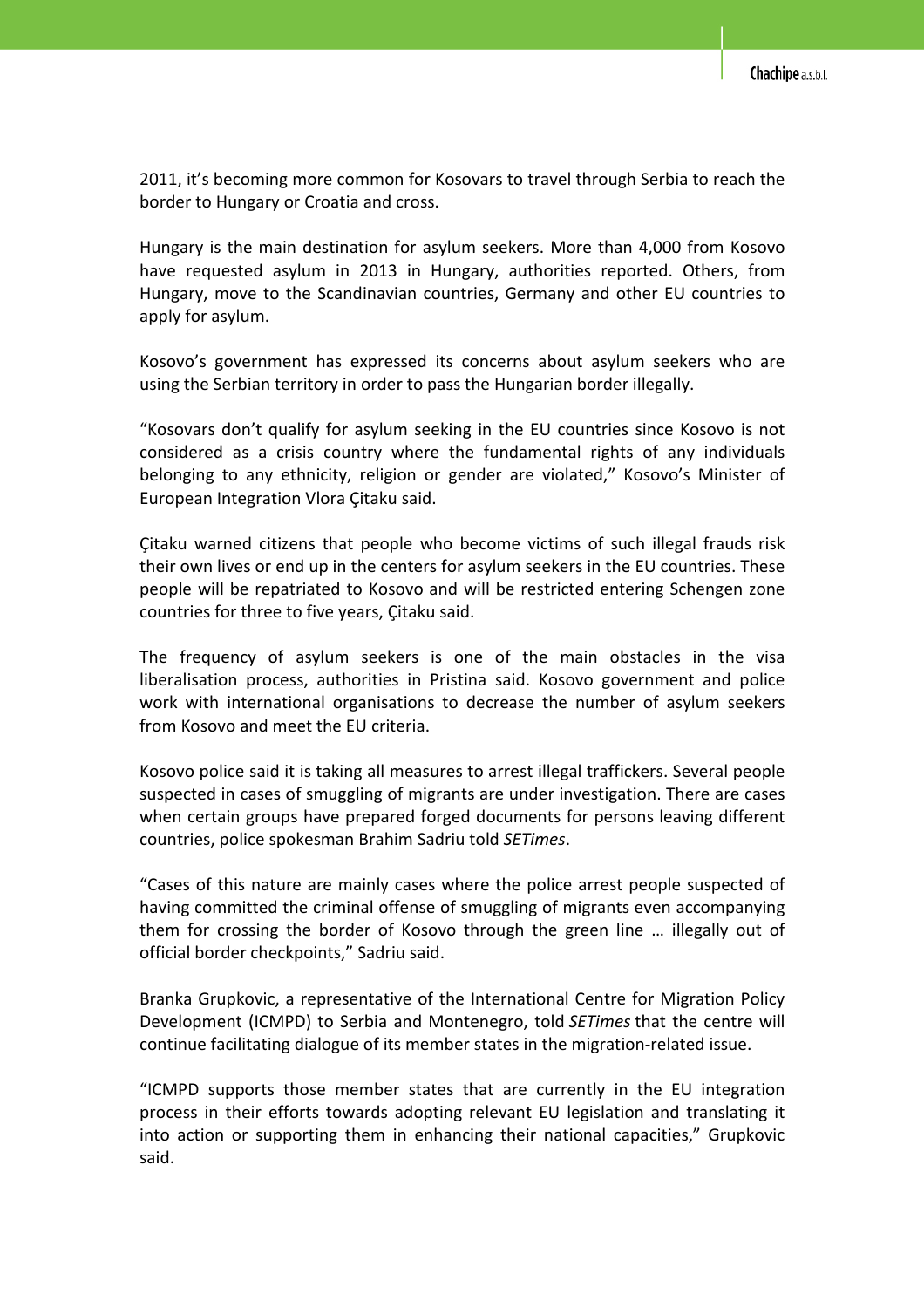2011, it's becoming more common for Kosovars to travel through Serbia to reach the border to Hungary or Croatia and cross.

Hungary is the main destination for asylum seekers. More than 4,000 from Kosovo have requested asylum in 2013 in Hungary, authorities reported. Others, from Hungary, move to the Scandinavian countries, Germany and other EU countries to apply for asylum.

Kosovo's government has expressed its concerns about asylum seekers who are using the Serbian territory in order to pass the Hungarian border illegally.

"Kosovars don't qualify for asylum seeking in the EU countries since Kosovo is not considered as a crisis country where the fundamental rights of any individuals belonging to any ethnicity, religion or gender are violated," Kosovo's Minister of European Integration Vlora Çitaku said.

Çitaku warned citizens that people who become victims of such illegal frauds risk their own lives or end up in the centers for asylum seekers in the EU countries. These people will be repatriated to Kosovo and will be restricted entering Schengen zone countries for three to five years, Çitaku said.

The frequency of asylum seekers is one of the main obstacles in the visa liberalisation process, authorities in Pristina said. Kosovo government and police work with international organisations to decrease the number of asylum seekers from Kosovo and meet the EU criteria.

Kosovo police said it is taking all measures to arrest illegal traffickers. Several people suspected in cases of smuggling of migrants are under investigation. There are cases when certain groups have prepared forged documents for persons leaving different countries, police spokesman Brahim Sadriu told *SETimes*.

"Cases of this nature are mainly cases where the police arrest people suspected of having committed the criminal offense of smuggling of migrants even accompanying them for crossing the border of Kosovo through the green line … illegally out of official border checkpoints," Sadriu said.

Branka Grupkovic, a representative of the International Centre for Migration Policy Development (ICMPD) to Serbia and Montenegro, told *SETimes* that the centre will continue facilitating dialogue of its member states in the migration-related issue.

"ICMPD supports those member states that are currently in the EU integration process in their efforts towards adopting relevant EU legislation and translating it into action or supporting them in enhancing their national capacities," Grupkovic said.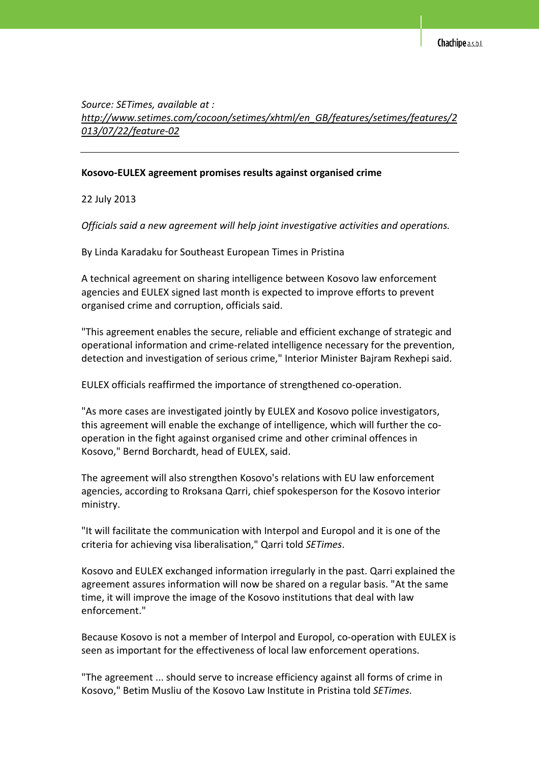*Source: SETimes, available at :* *http://www.setimes.com/cocoon/setimes/xhtml/en_GB/features/setimes/features/2013/07/22/feature-02*

---

**Kosovo-EULEX agreement promises results against organised crime**

22 July 2013

*Officials said a new agreement will help joint investigative activities and operations.*

By Linda Karadaku for Southeast European Times in Pristina

A technical agreement on sharing intelligence between Kosovo law enforcement agencies and EULEX signed last month is expected to improve efforts to prevent organised crime and corruption, officials said.

"This agreement enables the secure, reliable and efficient exchange of strategic and operational information and crime-related intelligence necessary for the prevention, detection and investigation of serious crime," Interior Minister Bajram Rexhepi said.

EULEX officials reaffirmed the importance of strengthened co-operation.

"As more cases are investigated jointly by EULEX and Kosovo police investigators, this agreement will enable the exchange of intelligence, which will further the co-operation in the fight against organised crime and other criminal offences in Kosovo," Bernd Borchardt, head of EULEX, said.

The agreement will also strengthen Kosovo's relations with EU law enforcement agencies, according to Rroksana Qarri, chief spokesperson for the Kosovo interior ministry.

"It will facilitate the communication with Interpol and Europol and it is one of the criteria for achieving visa liberalisation," Qarri told *SETimes*.

Kosovo and EULEX exchanged information irregularly in the past. Qarri explained the agreement assures information will now be shared on a regular basis. "At the same time, it will improve the image of the Kosovo institutions that deal with law enforcement."

Because Kosovo is not a member of Interpol and Europol, co-operation with EULEX is seen as important for the effectiveness of local law enforcement operations.

"The agreement ... should serve to increase efficiency against all forms of crime in Kosovo," Betim Musliu of the Kosovo Law Institute in Pristina told *SETimes*.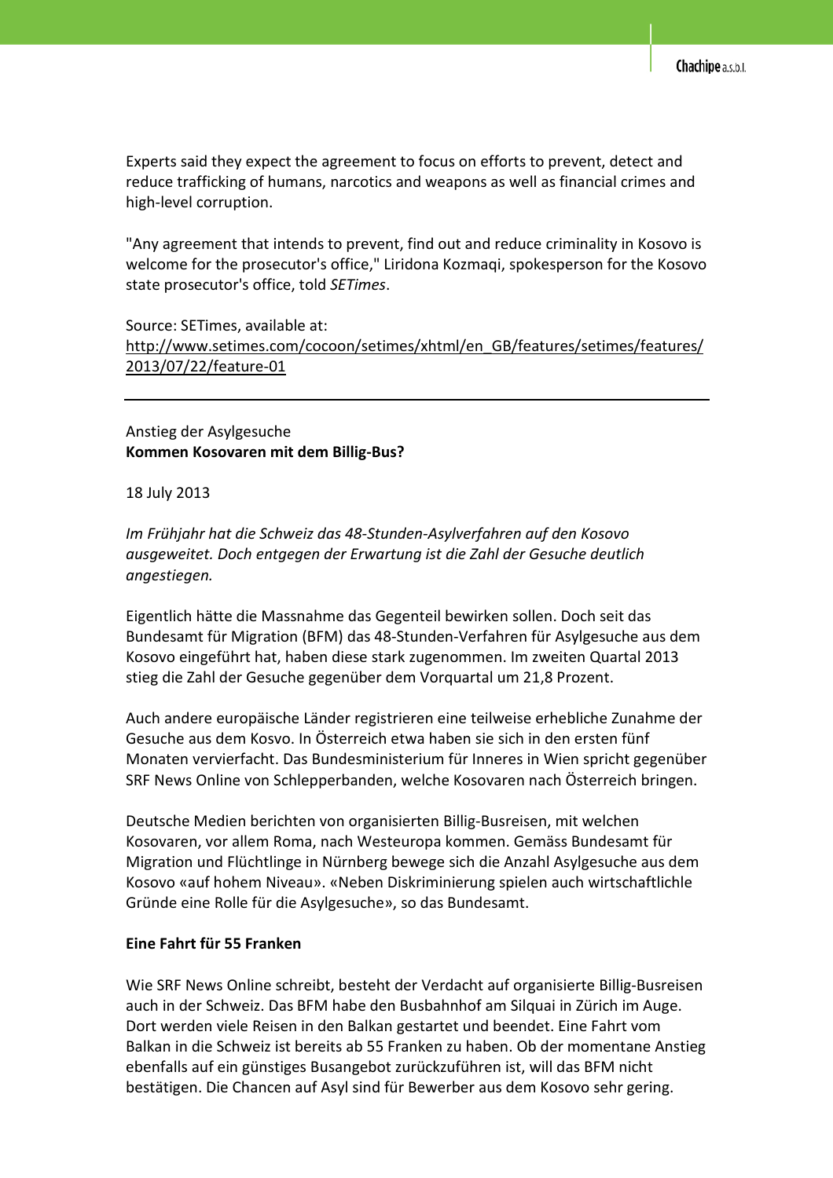Experts said they expect the agreement to focus on efforts to prevent, detect and reduce trafficking of humans, narcotics and weapons as well as financial crimes and high-level corruption.

"Any agreement that intends to prevent, find out and reduce criminality in Kosovo is welcome for the prosecutor's office," Liridona Kozmaqi, spokesperson for the Kosovo state prosecutor's office, told *SETimes*.

Source: SETimes, available at: http://www.setimes.com/cocoon/setimes/xhtml/en_GB/features/setimes/features/2013/07/22/feature-01

---

Anstieg der Asylgesuche
**Kommen Kosovaren mit dem Billig-Bus?**

18 July 2013

*Im Frühjahr hat die Schweiz das 48-Stunden-Asylverfahren auf den Kosovo ausgeweitet. Doch entgegen der Erwartung ist die Zahl der Gesuche deutlich angestiegen.*

Eigentlich hätte die Massnahme das Gegenteil bewirken sollen. Doch seit das Bundesamt für Migration (BFM) das 48-Stunden-Verfahren für Asylgesuche aus dem Kosovo eingeführt hat, haben diese stark zugenommen. Im zweiten Quartal 2013 stieg die Zahl der Gesuche gegenüber dem Vorquartal um 21,8 Prozent.

Auch andere europäische Länder registrieren eine teilweise erhebliche Zunahme der Gesuche aus dem Kosvo. In Österreich etwa haben sie sich in den ersten fünf Monaten vervierfacht. Das Bundesministerium für Inneres in Wien spricht gegenüber SRF News Online von Schlepperbanden, welche Kosovaren nach Österreich bringen.

Deutsche Medien berichten von organisierten Billig-Busreisen, mit welchen Kosovaren, vor allem Roma, nach Westeuropa kommen. Gemäss Bundesamt für Migration und Flüchtlinge in Nürnberg bewege sich die Anzahl Asylgesuche aus dem Kosovo «auf hohem Niveau». «Neben Diskriminierung spielen auch wirtschaftliche Gründe eine Rolle für die Asylgesuche», so das Bundesamt.

**Eine Fahrt für 55 Franken**

Wie SRF News Online schreibt, besteht der Verdacht auf organisierte Billig-Busreisen auch in der Schweiz. Das BFM habe den Busbahnhof am Silquai in Zürich im Auge. Dort werden viele Reisen in den Balkan gestartet und beendet. Eine Fahrt vom Balkan in die Schweiz ist bereits ab 55 Franken zu haben. Ob der momentane Anstieg ebenfalls auf ein günstiges Busangebot zurückzuführen ist, will das BFM nicht bestätigen. Die Chancen auf Asyl sind für Bewerber aus dem Kosovo sehr gering.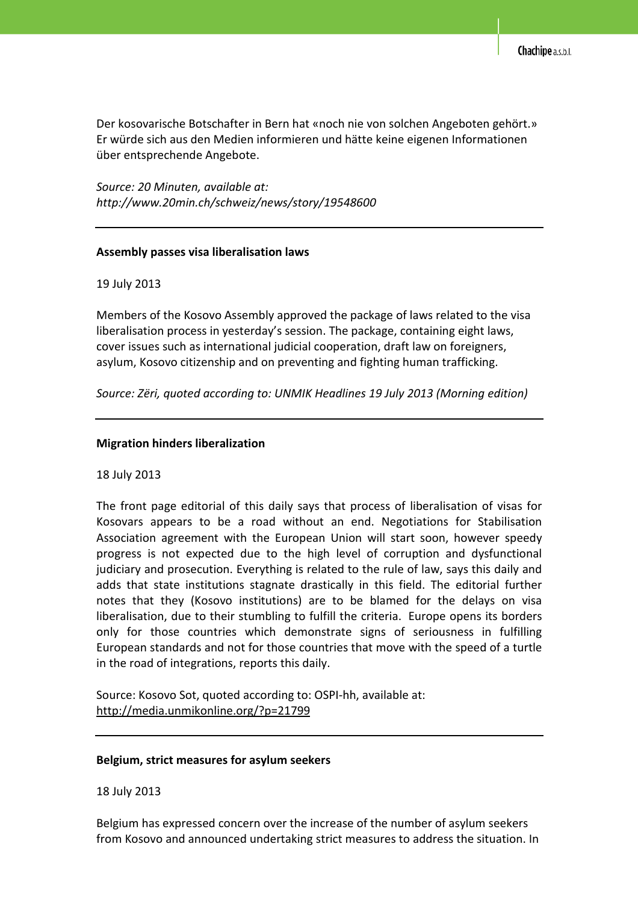Der kosovarische Botschafter in Bern hat «noch nie von solchen Angeboten gehört.» Er würde sich aus den Medien informieren und hätte keine eigenen Informationen über entsprechende Angebote.

*Source: 20 Minuten, available at: http://www.20min.ch/schweiz/news/story/19548600*

---

**Assembly passes visa liberalisation laws**

19 July 2013

Members of the Kosovo Assembly approved the package of laws related to the visa liberalisation process in yesterday's session. The package, containing eight laws, cover issues such as international judicial cooperation, draft law on foreigners, asylum, Kosovo citizenship and on preventing and fighting human trafficking.

*Source: Zëri, quoted according to: UNMIK Headlines 19 July 2013 (Morning edition)*

---

**Migration hinders liberalization**

18 July 2013

The front page editorial of this daily says that process of liberalisation of visas for Kosovars appears to be a road without an end. Negotiations for Stabilisation Association agreement with the European Union will start soon, however speedy progress is not expected due to the high level of corruption and dysfunctional judiciary and prosecution. Everything is related to the rule of law, says this daily and adds that state institutions stagnate drastically in this field. The editorial further notes that they (Kosovo institutions) are to be blamed for the delays on visa liberalisation, due to their stumbling to fulfill the criteria. Europe opens its borders only for those countries which demonstrate signs of seriousness in fulfilling European standards and not for those countries that move with the speed of a turtle in the road of integrations, reports this daily.

Source: Kosovo Sot, quoted according to: OSPI-hh, available at: http://media.unmikonline.org/?p=21799

---

**Belgium, strict measures for asylum seekers**

18 July 2013

Belgium has expressed concern over the increase of the number of asylum seekers from Kosovo and announced undertaking strict measures to address the situation. In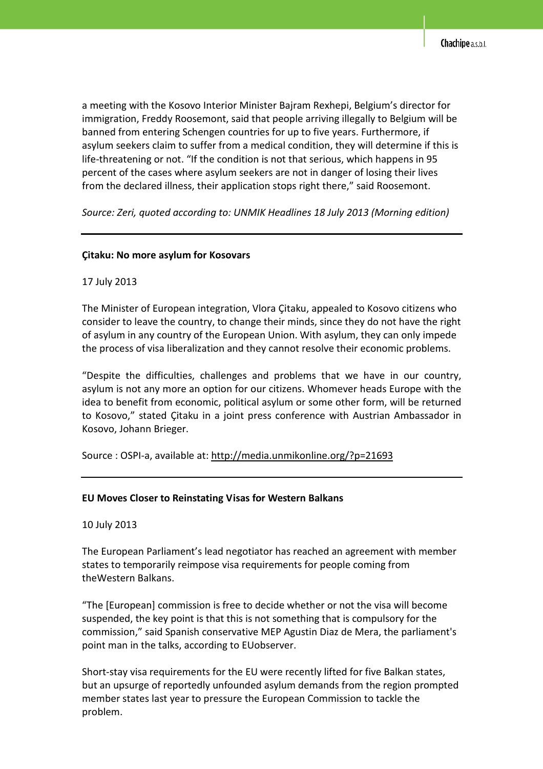a meeting with the Kosovo Interior Minister Bajram Rexhepi, Belgium's director for immigration, Freddy Roosemont, said that people arriving illegally to Belgium will be banned from entering Schengen countries for up to five years. Furthermore, if asylum seekers claim to suffer from a medical condition, they will determine if this is life-threatening or not. "If the condition is not that serious, which happens in 95 percent of the cases where asylum seekers are not in danger of losing their lives from the declared illness, their application stops right there," said Roosemont.

*Source: Zeri, quoted according to: UNMIK Headlines 18 July 2013 (Morning edition)*

---

**Çitaku: No more asylum for Kosovars**

17 July 2013

The Minister of European integration, Vlora Çitaku, appealed to Kosovo citizens who consider to leave the country, to change their minds, since they do not have the right of asylum in any country of the European Union. With asylum, they can only impede the process of visa liberalization and they cannot resolve their economic problems.

"Despite the difficulties, challenges and problems that we have in our country, asylum is not any more an option for our citizens. Whomever heads Europe with the idea to benefit from economic, political asylum or some other form, will be returned to Kosovo," stated Çitaku in a joint press conference with Austrian Ambassador in Kosovo, Johann Brieger.

Source : OSPI-a, available at: http://media.unmikonline.org/?p=21693

---

**EU Moves Closer to Reinstating Visas for Western Balkans**

10 July 2013

The European Parliament's lead negotiator has reached an agreement with member states to temporarily reimpose visa requirements for people coming from theWestern Balkans.

"The [European] commission is free to decide whether or not the visa will become suspended, the key point is that this is not something that is compulsory for the commission," said Spanish conservative MEP Agustin Diaz de Mera, the parliament's point man in the talks, according to EUobserver.

Short-stay visa requirements for the EU were recently lifted for five Balkan states, but an upsurge of reportedly unfounded asylum demands from the region prompted member states last year to pressure the European Commission to tackle the problem.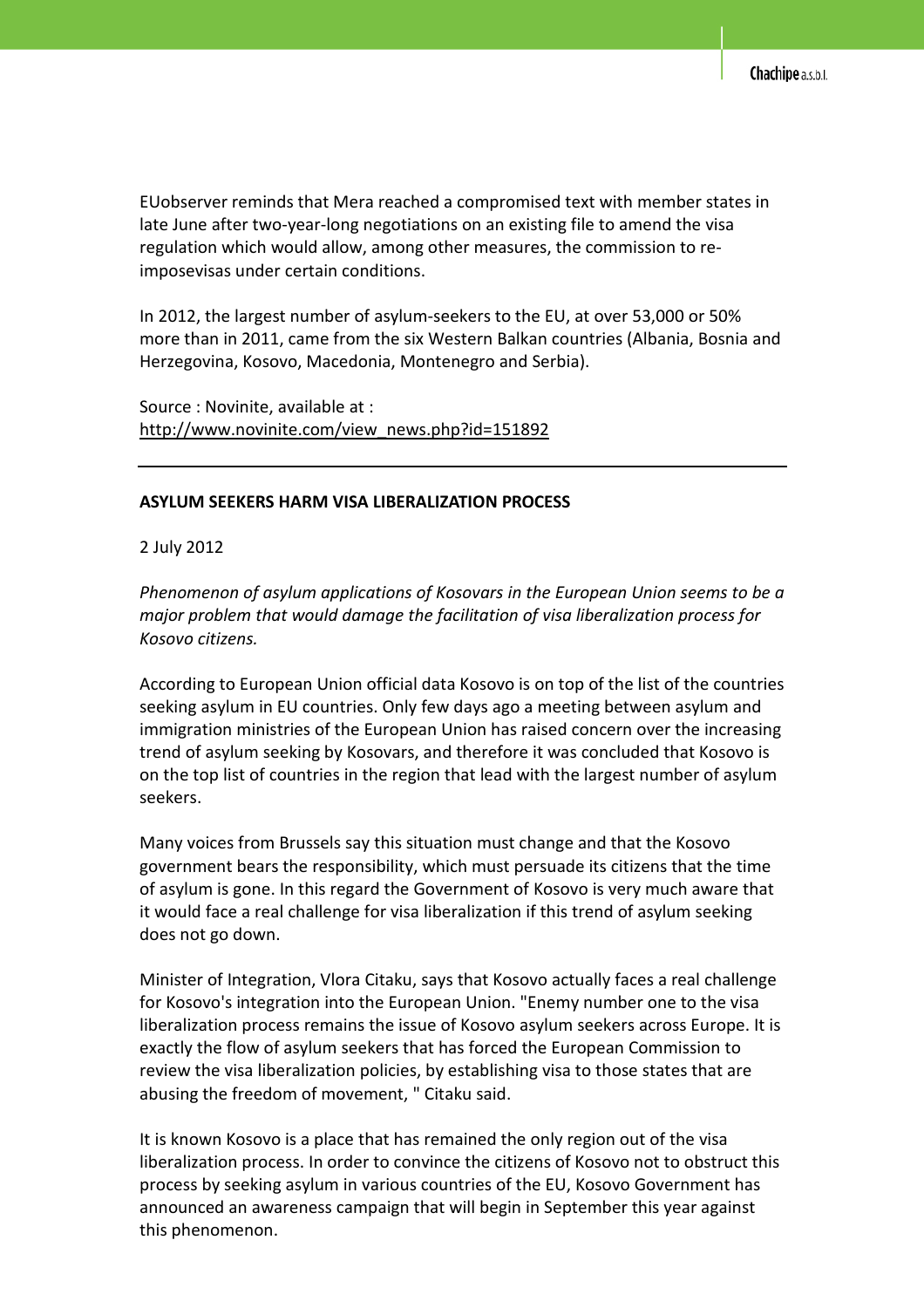EUobserver reminds that Mera reached a compromised text with member states in late June after two-year-long negotiations on an existing file to amend the visa regulation which would allow, among other measures, the commission to re-imposevisas under certain conditions.

In 2012, the largest number of asylum-seekers to the EU, at over 53,000 or 50% more than in 2011, came from the six Western Balkan countries (Albania, Bosnia and Herzegovina, Kosovo, Macedonia, Montenegro and Serbia).

Source : Novinite, available at : http://www.novinite.com/view_news.php?id=151892

---

**ASYLUM SEEKERS HARM VISA LIBERALIZATION PROCESS**

2 July 2012

*Phenomenon of asylum applications of Kosovars in the European Union seems to be a major problem that would damage the facilitation of visa liberalization process for Kosovo citizens.*

According to European Union official data Kosovo is on top of the list of the countries seeking asylum in EU countries. Only few days ago a meeting between asylum and immigration ministries of the European Union has raised concern over the increasing trend of asylum seeking by Kosovars, and therefore it was concluded that Kosovo is on the top list of countries in the region that lead with the largest number of asylum seekers.

Many voices from Brussels say this situation must change and that the Kosovo government bears the responsibility, which must persuade its citizens that the time of asylum is gone. In this regard the Government of Kosovo is very much aware that it would face a real challenge for visa liberalization if this trend of asylum seeking does not go down.

Minister of Integration, Vlora Citaku, says that Kosovo actually faces a real challenge for Kosovo's integration into the European Union. "Enemy number one to the visa liberalization process remains the issue of Kosovo asylum seekers across Europe. It is exactly the flow of asylum seekers that has forced the European Commission to review the visa liberalization policies, by establishing visa to those states that are abusing the freedom of movement, " Citaku said.

It is known Kosovo is a place that has remained the only region out of the visa liberalization process. In order to convince the citizens of Kosovo not to obstruct this process by seeking asylum in various countries of the EU, Kosovo Government has announced an awareness campaign that will begin in September this year against this phenomenon.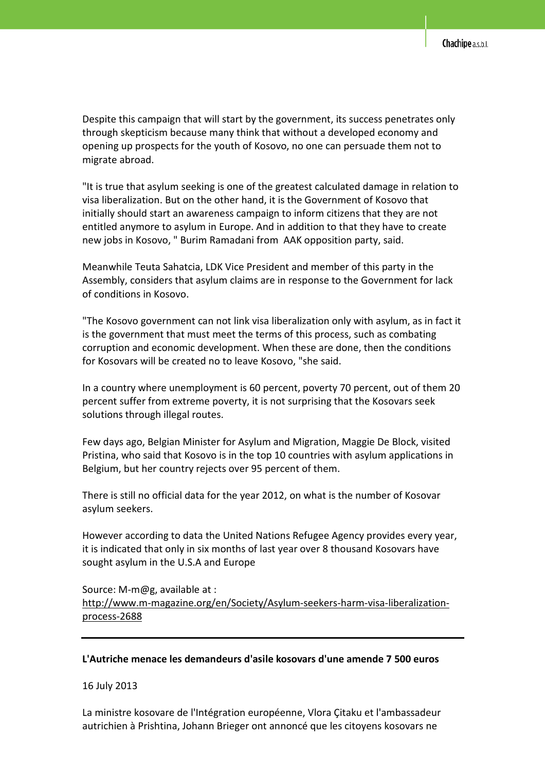Despite this campaign that will start by the government, its success penetrates only through skepticism because many think that without a developed economy and opening up prospects for the youth of Kosovo, no one can persuade them not to migrate abroad.

"It is true that asylum seeking is one of the greatest calculated damage in relation to visa liberalization. But on the other hand, it is the Government of Kosovo that initially should start an awareness campaign to inform citizens that they are not entitled anymore to asylum in Europe. And in addition to that they have to create new jobs in Kosovo, " Burim Ramadani from AAK opposition party, said.

Meanwhile Teuta Sahatcia, LDK Vice President and member of this party in the Assembly, considers that asylum claims are in response to the Government for lack of conditions in Kosovo.

"The Kosovo government can not link visa liberalization only with asylum, as in fact it is the government that must meet the terms of this process, such as combating corruption and economic development. When these are done, then the conditions for Kosovars will be created no to leave Kosovo, "she said.

In a country where unemployment is 60 percent, poverty 70 percent, out of them 20 percent suffer from extreme poverty, it is not surprising that the Kosovars seek solutions through illegal routes.

Few days ago, Belgian Minister for Asylum and Migration, Maggie De Block, visited Pristina, who said that Kosovo is in the top 10 countries with asylum applications in Belgium, but her country rejects over 95 percent of them.

There is still no official data for the year 2012, on what is the number of Kosovar asylum seekers.

However according to data the United Nations Refugee Agency provides every year, it is indicated that only in six months of last year over 8 thousand Kosovars have sought asylum in the U.S.A and Europe

Source: M-m@g, available at : http://www.m-magazine.org/en/Society/Asylum-seekers-harm-visa-liberalization-process-2688

---

**L'Autriche menace les demandeurs d'asile kosovars d'une amende 7 500 euros**

16 July 2013

La ministre kosovare de l'Intégration européenne, Vlora Çitaku et l'ambassadeur autrichien à Prishtina, Johann Brieger ont annoncé que les citoyens kosovars ne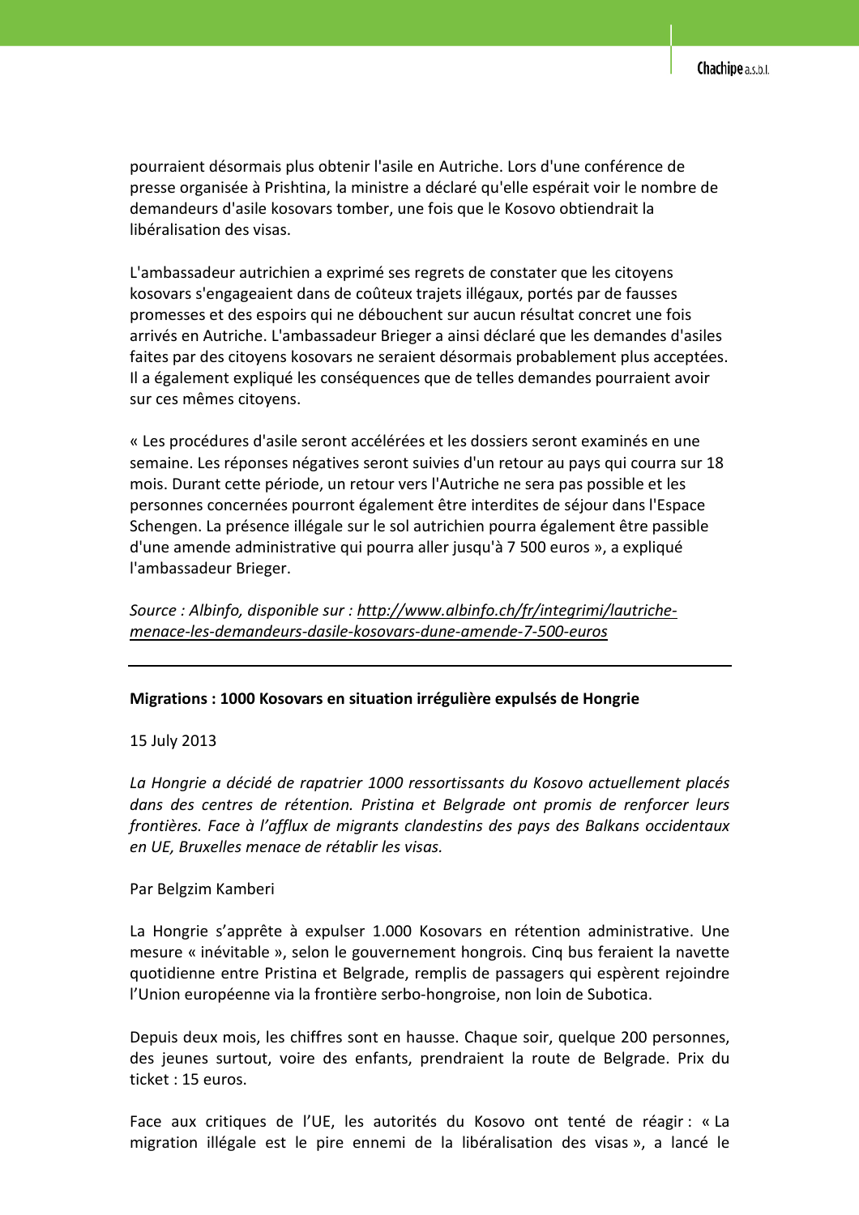pourraient désormais plus obtenir l'asile en Autriche. Lors d'une conférence de presse organisée à Prishtina, la ministre a déclaré qu'elle espérait voir le nombre de demandeurs d'asile kosovars tomber, une fois que le Kosovo obtiendrait la libéralisation des visas.

L'ambassadeur autrichien a exprimé ses regrets de constater que les citoyens kosovars s'engageaient dans de coûteux trajets illégaux, portés par de fausses promesses et des espoirs qui ne débouchent sur aucun résultat concret une fois arrivés en Autriche. L'ambassadeur Brieger a ainsi déclaré que les demandes d'asiles faites par des citoyens kosovars ne seraient désormais probablement plus acceptées. Il a également expliqué les conséquences que de telles demandes pourraient avoir sur ces mêmes citoyens.

« Les procédures d'asile seront accélérées et les dossiers seront examinés en une semaine. Les réponses négatives seront suivies d'un retour au pays qui courra sur 18 mois. Durant cette période, un retour vers l'Autriche ne sera pas possible et les personnes concernées pourront également être interdites de séjour dans l'Espace Schengen. La présence illégale sur le sol autrichien pourra également être passible d'une amende administrative qui pourra aller jusqu'à 7 500 euros », a expliqué l'ambassadeur Brieger.

*Source : Albinfo, disponible sur : [http://www.albinfo.ch/fr/integrimi/lautriche-menace-les-demandeurs-dasile-kosovars-dune-amende-7-500-euros](http://www.albinfo.ch/fr/integrimi/lautriche-menace-les-demandeurs-dasile-kosovars-dune-amende-7-500-euros)*

---

**Migrations : 1000 Kosovars en situation irrégulière expulsés de Hongrie**

15 July 2013

*La Hongrie a décidé de rapatrier 1000 ressortissants du Kosovo actuellement placés dans des centres de rétention. Pristina et Belgrade ont promis de renforcer leurs frontières. Face à l'afflux de migrants clandestins des pays des Balkans occidentaux en UE, Bruxelles menace de rétablir les visas.*

Par Belgzim Kamberi

La Hongrie s'apprête à expulser 1.000 Kosovars en rétention administrative. Une mesure « inévitable », selon le gouvernement hongrois. Cinq bus feraient la navette quotidienne entre Pristina et Belgrade, remplis de passagers qui espèrent rejoindre l'Union européenne via la frontière serbo-hongroise, non loin de Subotica.

Depuis deux mois, les chiffres sont en hausse. Chaque soir, quelque 200 personnes, des jeunes surtout, voire des enfants, prendraient la route de Belgrade. Prix du ticket : 15 euros.

Face aux critiques de l'UE, les autorités du Kosovo ont tenté de réagir : « La migration illégale est le pire ennemi de la libéralisation des visas », a lancé le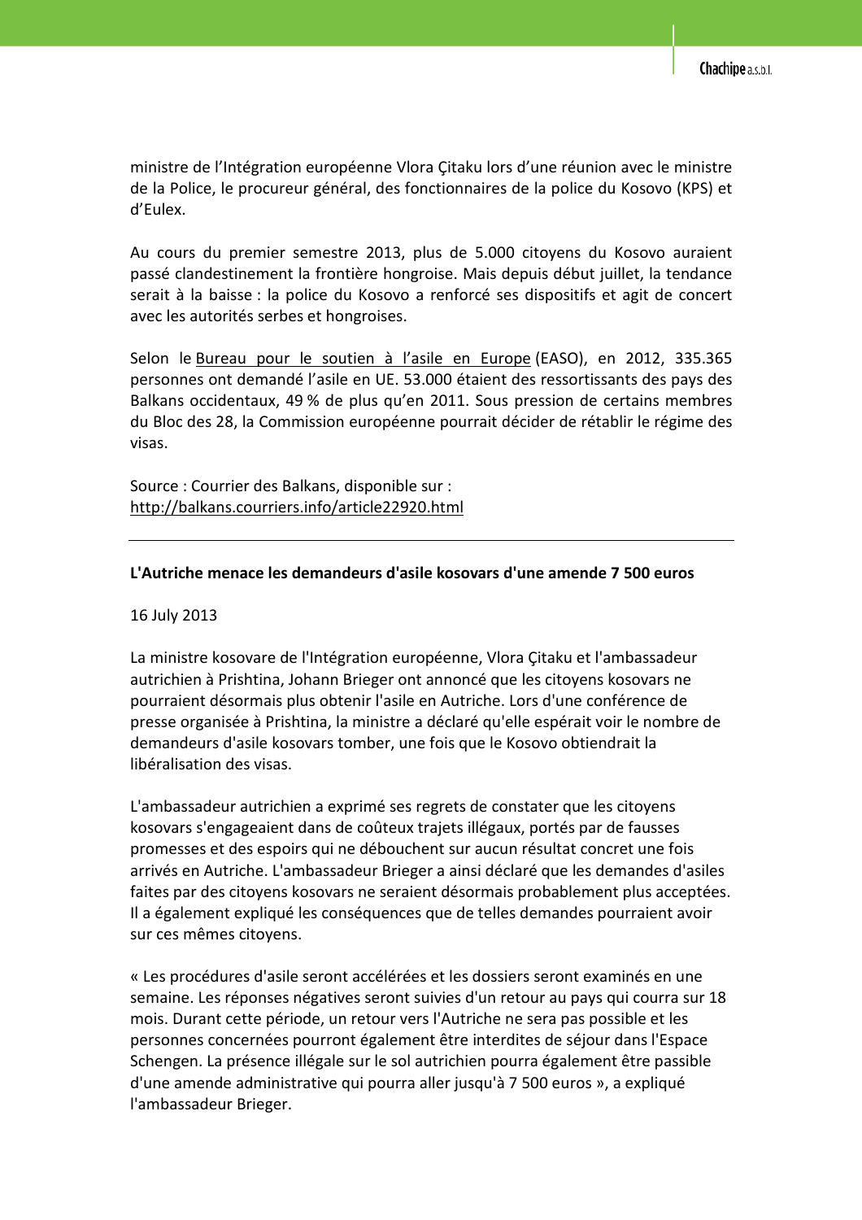ministre de l'Intégration européenne Vlora Çitaku lors d'une réunion avec le ministre de la Police, le procureur général, des fonctionnaires de la police du Kosovo (KPS) et d'Eulex.

Au cours du premier semestre 2013, plus de 5.000 citoyens du Kosovo auraient passé clandestinement la frontière hongroise. Mais depuis début juillet, la tendance serait à la baisse : la police du Kosovo a renforcé ses dispositifs et agit de concert avec les autorités serbes et hongroises.

Selon le Bureau pour le soutien à l'asile en Europe (EASO), en 2012, 335.365 personnes ont demandé l'asile en UE. 53.000 étaient des ressortissants des pays des Balkans occidentaux, 49 % de plus qu'en 2011. Sous pression de certains membres du Bloc des 28, la Commission européenne pourrait décider de rétablir le régime des visas.

Source : Courrier des Balkans, disponible sur :
http://balkans.courriers.info/article22920.html

---

**L'Autriche menace les demandeurs d'asile kosovars d'une amende 7 500 euros**

16 July 2013

La ministre kosovare de l'Intégration européenne, Vlora Çitaku et l'ambassadeur autrichien à Prishtina, Johann Brieger ont annoncé que les citoyens kosovars ne pourraient désormais plus obtenir l'asile en Autriche. Lors d'une conférence de presse organisée à Prishtina, la ministre a déclaré qu'elle espérait voir le nombre de demandeurs d'asile kosovars tomber, une fois que le Kosovo obtiendrait la libéralisation des visas.

L'ambassadeur autrichien a exprimé ses regrets de constater que les citoyens kosovars s'engageaient dans de coûteux trajets illégaux, portés par de fausses promesses et des espoirs qui ne débouchent sur aucun résultat concret une fois arrivés en Autriche. L'ambassadeur Brieger a ainsi déclaré que les demandes d'asiles faites par des citoyens kosovars ne seraient désormais probablement plus acceptées. Il a également expliqué les conséquences que de telles demandes pourraient avoir sur ces mêmes citoyens.

« Les procédures d'asile seront accélérées et les dossiers seront examinés en une semaine. Les réponses négatives seront suivies d'un retour au pays qui courra sur 18 mois. Durant cette période, un retour vers l'Autriche ne sera pas possible et les personnes concernées pourront également être interdites de séjour dans l'Espace Schengen. La présence illégale sur le sol autrichien pourra également être passible d'une amende administrative qui pourra aller jusqu'à 7 500 euros », a expliqué l'ambassadeur Brieger.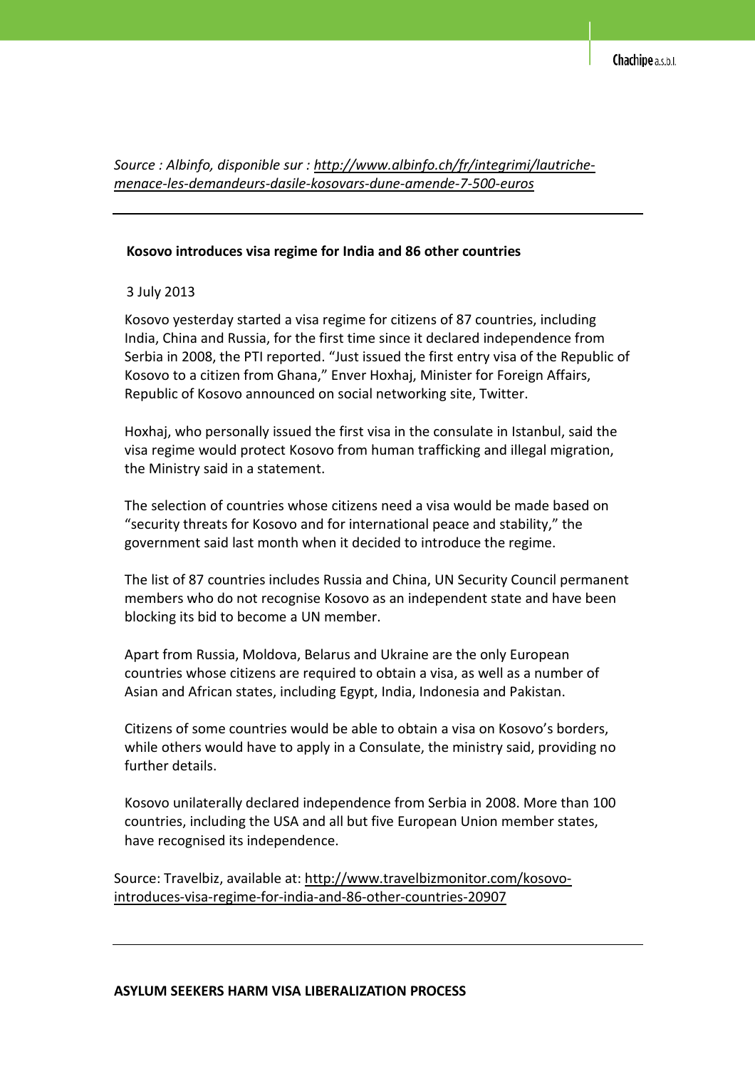*Source : Albinfo, disponible sur : http://www.albinfo.ch/fr/integrimi/lautriche-menace-les-demandeurs-dasile-kosovars-dune-amende-7-500-euros*

---

**Kosovo introduces visa regime for India and 86 other countries**

3 July 2013

Kosovo yesterday started a visa regime for citizens of 87 countries, including India, China and Russia, for the first time since it declared independence from Serbia in 2008, the PTI reported. "Just issued the first entry visa of the Republic of Kosovo to a citizen from Ghana," Enver Hoxhaj, Minister for Foreign Affairs, Republic of Kosovo announced on social networking site, Twitter.

Hoxhaj, who personally issued the first visa in the consulate in Istanbul, said the visa regime would protect Kosovo from human trafficking and illegal migration, the Ministry said in a statement.

The selection of countries whose citizens need a visa would be made based on "security threats for Kosovo and for international peace and stability," the government said last month when it decided to introduce the regime.

The list of 87 countries includes Russia and China, UN Security Council permanent members who do not recognise Kosovo as an independent state and have been blocking its bid to become a UN member.

Apart from Russia, Moldova, Belarus and Ukraine are the only European countries whose citizens are required to obtain a visa, as well as a number of Asian and African states, including Egypt, India, Indonesia and Pakistan.

Citizens of some countries would be able to obtain a visa on Kosovo's borders, while others would have to apply in a Consulate, the ministry said, providing no further details.

Kosovo unilaterally declared independence from Serbia in 2008. More than 100 countries, including the USA and all but five European Union member states, have recognised its independence.

Source: Travelbiz, available at: http://www.travelbizmonitor.com/kosovo-introduces-visa-regime-for-india-and-86-other-countries-20907

---

**ASYLUM SEEKERS HARM VISA LIBERALIZATION PROCESS**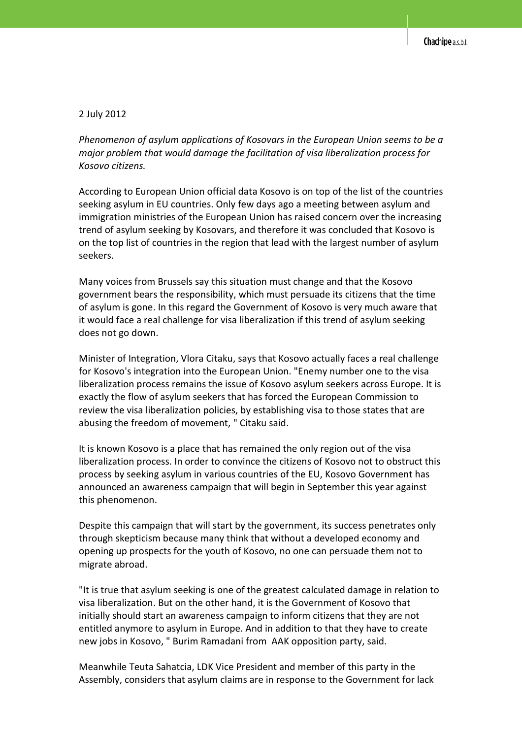2 July 2012

*Phenomenon of asylum applications of Kosovars in the European Union seems to be a major problem that would damage the facilitation of visa liberalization process for Kosovo citizens.*

According to European Union official data Kosovo is on top of the list of the countries seeking asylum in EU countries. Only few days ago a meeting between asylum and immigration ministries of the European Union has raised concern over the increasing trend of asylum seeking by Kosovars, and therefore it was concluded that Kosovo is on the top list of countries in the region that lead with the largest number of asylum seekers.

Many voices from Brussels say this situation must change and that the Kosovo government bears the responsibility, which must persuade its citizens that the time of asylum is gone. In this regard the Government of Kosovo is very much aware that it would face a real challenge for visa liberalization if this trend of asylum seeking does not go down.

Minister of Integration, Vlora Citaku, says that Kosovo actually faces a real challenge for Kosovo's integration into the European Union. "Enemy number one to the visa liberalization process remains the issue of Kosovo asylum seekers across Europe. It is exactly the flow of asylum seekers that has forced the European Commission to review the visa liberalization policies, by establishing visa to those states that are abusing the freedom of movement, " Citaku said.

It is known Kosovo is a place that has remained the only region out of the visa liberalization process. In order to convince the citizens of Kosovo not to obstruct this process by seeking asylum in various countries of the EU, Kosovo Government has announced an awareness campaign that will begin in September this year against this phenomenon.

Despite this campaign that will start by the government, its success penetrates only through skepticism because many think that without a developed economy and opening up prospects for the youth of Kosovo, no one can persuade them not to migrate abroad.

"It is true that asylum seeking is one of the greatest calculated damage in relation to visa liberalization. But on the other hand, it is the Government of Kosovo that initially should start an awareness campaign to inform citizens that they are not entitled anymore to asylum in Europe. And in addition to that they have to create new jobs in Kosovo, " Burim Ramadani from AAK opposition party, said.

Meanwhile Teuta Sahatcia, LDK Vice President and member of this party in the Assembly, considers that asylum claims are in response to the Government for lack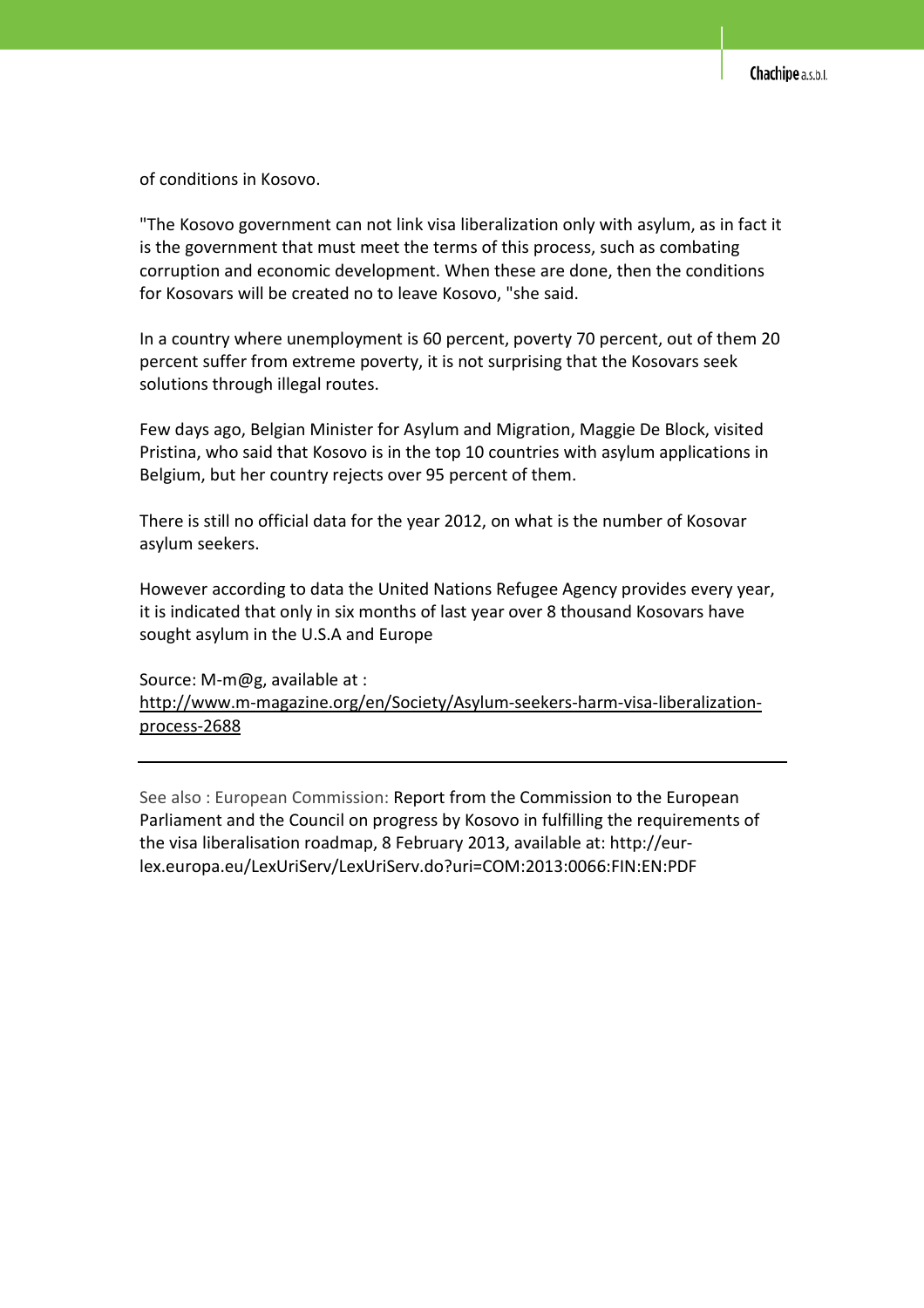of conditions in Kosovo.

"The Kosovo government can not link visa liberalization only with asylum, as in fact it is the government that must meet the terms of this process, such as combating corruption and economic development. When these are done, then the conditions for Kosovars will be created no to leave Kosovo, "she said.

In a country where unemployment is 60 percent, poverty 70 percent, out of them 20 percent suffer from extreme poverty, it is not surprising that the Kosovars seek solutions through illegal routes.

Few days ago, Belgian Minister for Asylum and Migration, Maggie De Block, visited Pristina, who said that Kosovo is in the top 10 countries with asylum applications in Belgium, but her country rejects over 95 percent of them.

There is still no official data for the year 2012, on what is the number of Kosovar asylum seekers.

However according to data the United Nations Refugee Agency provides every year, it is indicated that only in six months of last year over 8 thousand Kosovars have sought asylum in the U.S.A and Europe

Source: M-m@g, available at : http://www.m-magazine.org/en/Society/Asylum-seekers-harm-visa-liberalization-process-2688

---

See also : European Commission: Report from the Commission to the European Parliament and the Council on progress by Kosovo in fulfilling the requirements of the visa liberalisation roadmap, 8 February 2013, available at: http://eur-lex.europa.eu/LexUriServ/LexUriServ.do?uri=COM:2013:0066:FIN:EN:PDF